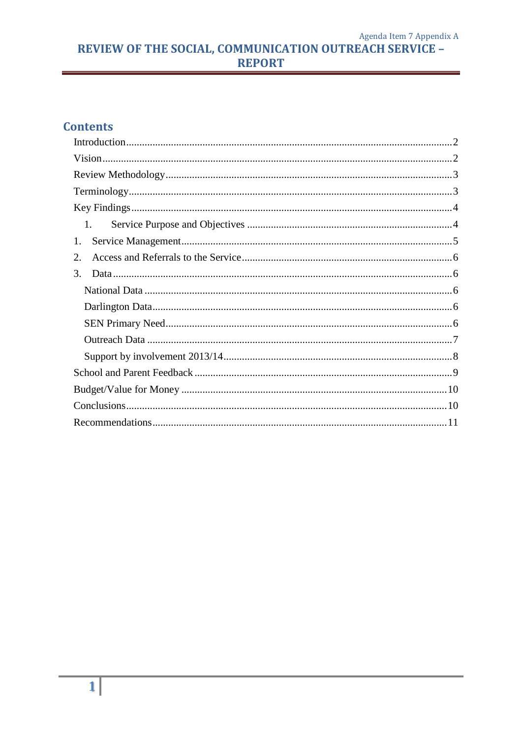Agenda Item 7 Appendix A

# REVIEW OF THE SOCIAL, COMMUNICATION OUTREACH SERVICE – REPORT

## Contents

Introduction ..... 2
Vision ..... 2
Review Methodology ..... 3
Terminology ..... 3
Key Findings ..... 4
  1. Service Purpose and Objectives ..... 4
1. Service Management ..... 5
2. Access and Referrals to the Service ..... 6
3. Data ..... 6
  National Data ..... 6
  Darlington Data ..... 6
  SEN Primary Need ..... 6
  Outreach Data ..... 7
  Support by involvement 2013/14 ..... 8
School and Parent Feedback ..... 9
Budget/Value for Money ..... 10
Conclusions ..... 10
Recommendations ..... 11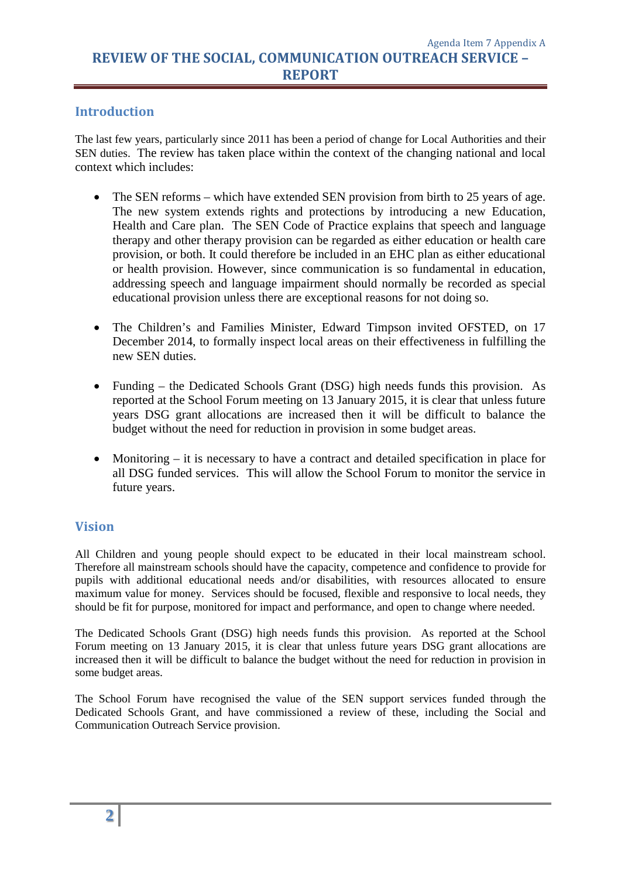# REVIEW OF THE SOCIAL, COMMUNICATION OUTREACH SERVICE – REPORT

## Introduction

The last few years, particularly since 2011 has been a period of change for Local Authorities and their SEN duties. The review has taken place within the context of the changing national and local context which includes:

- The SEN reforms – which have extended SEN provision from birth to 25 years of age. The new system extends rights and protections by introducing a new Education, Health and Care plan. The SEN Code of Practice explains that speech and language therapy and other therapy provision can be regarded as either education or health care provision, or both. It could therefore be included in an EHC plan as either educational or health provision. However, since communication is so fundamental in education, addressing speech and language impairment should normally be recorded as special educational provision unless there are exceptional reasons for not doing so.

- The Children's and Families Minister, Edward Timpson invited OFSTED, on 17 December 2014, to formally inspect local areas on their effectiveness in fulfilling the new SEN duties.

- Funding – the Dedicated Schools Grant (DSG) high needs funds this provision. As reported at the School Forum meeting on 13 January 2015, it is clear that unless future years DSG grant allocations are increased then it will be difficult to balance the budget without the need for reduction in provision in some budget areas.

- Monitoring – it is necessary to have a contract and detailed specification in place for all DSG funded services. This will allow the School Forum to monitor the service in future years.

## Vision

All Children and young people should expect to be educated in their local mainstream school. Therefore all mainstream schools should have the capacity, competence and confidence to provide for pupils with additional educational needs and/or disabilities, with resources allocated to ensure maximum value for money. Services should be focused, flexible and responsive to local needs, they should be fit for purpose, monitored for impact and performance, and open to change where needed.

The Dedicated Schools Grant (DSG) high needs funds this provision. As reported at the School Forum meeting on 13 January 2015, it is clear that unless future years DSG grant allocations are increased then it will be difficult to balance the budget without the need for reduction in provision in some budget areas.

The School Forum have recognised the value of the SEN support services funded through the Dedicated Schools Grant, and have commissioned a review of these, including the Social and Communication Outreach Service provision.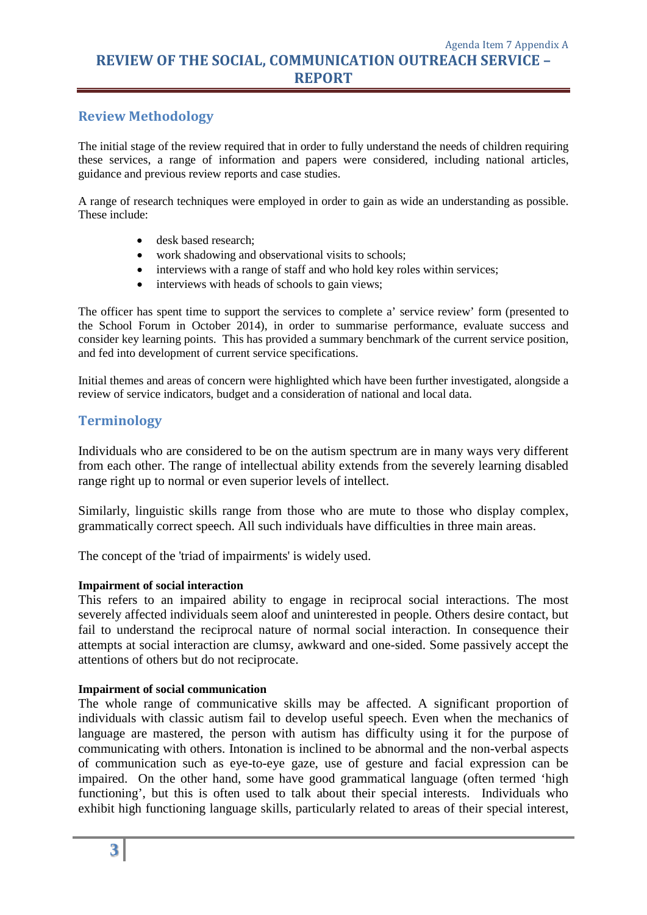## Review Methodology

The initial stage of the review required that in order to fully understand the needs of children requiring these services, a range of information and papers were considered, including national articles, guidance and previous review reports and case studies.

A range of research techniques were employed in order to gain as wide an understanding as possible. These include:

- desk based research;
- work shadowing and observational visits to schools;
- interviews with a range of staff and who hold key roles within services;
- interviews with heads of schools to gain views;

The officer has spent time to support the services to complete a' service review' form (presented to the School Forum in October 2014), in order to summarise performance, evaluate success and consider key learning points. This has provided a summary benchmark of the current service position, and fed into development of current service specifications.

Initial themes and areas of concern were highlighted which have been further investigated, alongside a review of service indicators, budget and a consideration of national and local data.

## Terminology

Individuals who are considered to be on the autism spectrum are in many ways very different from each other. The range of intellectual ability extends from the severely learning disabled range right up to normal or even superior levels of intellect.

Similarly, linguistic skills range from those who are mute to those who display complex, grammatically correct speech. All such individuals have difficulties in three main areas.

The concept of the 'triad of impairments' is widely used.

**Impairment of social interaction**
This refers to an impaired ability to engage in reciprocal social interactions. The most severely affected individuals seem aloof and uninterested in people. Others desire contact, but fail to understand the reciprocal nature of normal social interaction. In consequence their attempts at social interaction are clumsy, awkward and one-sided. Some passively accept the attentions of others but do not reciprocate.

**Impairment of social communication**
The whole range of communicative skills may be affected. A significant proportion of individuals with classic autism fail to develop useful speech. Even when the mechanics of language are mastered, the person with autism has difficulty using it for the purpose of communicating with others. Intonation is inclined to be abnormal and the non-verbal aspects of communication such as eye-to-eye gaze, use of gesture and facial expression can be impaired. On the other hand, some have good grammatical language (often termed 'high functioning', but this is often used to talk about their special interests. Individuals who exhibit high functioning language skills, particularly related to areas of their special interest,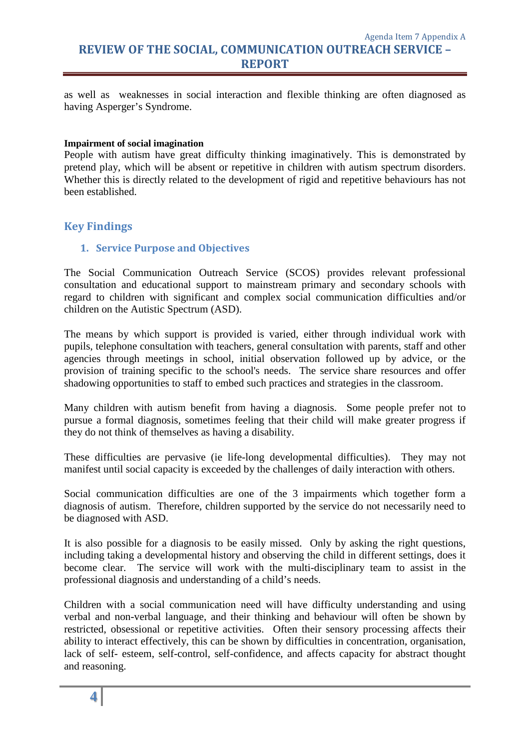as well as weaknesses in social interaction and flexible thinking are often diagnosed as having Asperger's Syndrome.

**Impairment of social imagination**
People with autism have great difficulty thinking imaginatively. This is demonstrated by pretend play, which will be absent or repetitive in children with autism spectrum disorders. Whether this is directly related to the development of rigid and repetitive behaviours has not been established.

## Key Findings

### 1. Service Purpose and Objectives

The Social Communication Outreach Service (SCOS) provides relevant professional consultation and educational support to mainstream primary and secondary schools with regard to children with significant and complex social communication difficulties and/or children on the Autistic Spectrum (ASD).

The means by which support is provided is varied, either through individual work with pupils, telephone consultation with teachers, general consultation with parents, staff and other agencies through meetings in school, initial observation followed up by advice, or the provision of training specific to the school's needs. The service share resources and offer shadowing opportunities to staff to embed such practices and strategies in the classroom.

Many children with autism benefit from having a diagnosis. Some people prefer not to pursue a formal diagnosis, sometimes feeling that their child will make greater progress if they do not think of themselves as having a disability.

These difficulties are pervasive (ie life-long developmental difficulties). They may not manifest until social capacity is exceeded by the challenges of daily interaction with others.

Social communication difficulties are one of the 3 impairments which together form a diagnosis of autism. Therefore, children supported by the service do not necessarily need to be diagnosed with ASD.

It is also possible for a diagnosis to be easily missed. Only by asking the right questions, including taking a developmental history and observing the child in different settings, does it become clear. The service will work with the multi-disciplinary team to assist in the professional diagnosis and understanding of a child's needs.

Children with a social communication need will have difficulty understanding and using verbal and non-verbal language, and their thinking and behaviour will often be shown by restricted, obsessional or repetitive activities. Often their sensory processing affects their ability to interact effectively, this can be shown by difficulties in concentration, organisation, lack of self- esteem, self-control, self-confidence, and affects capacity for abstract thought and reasoning.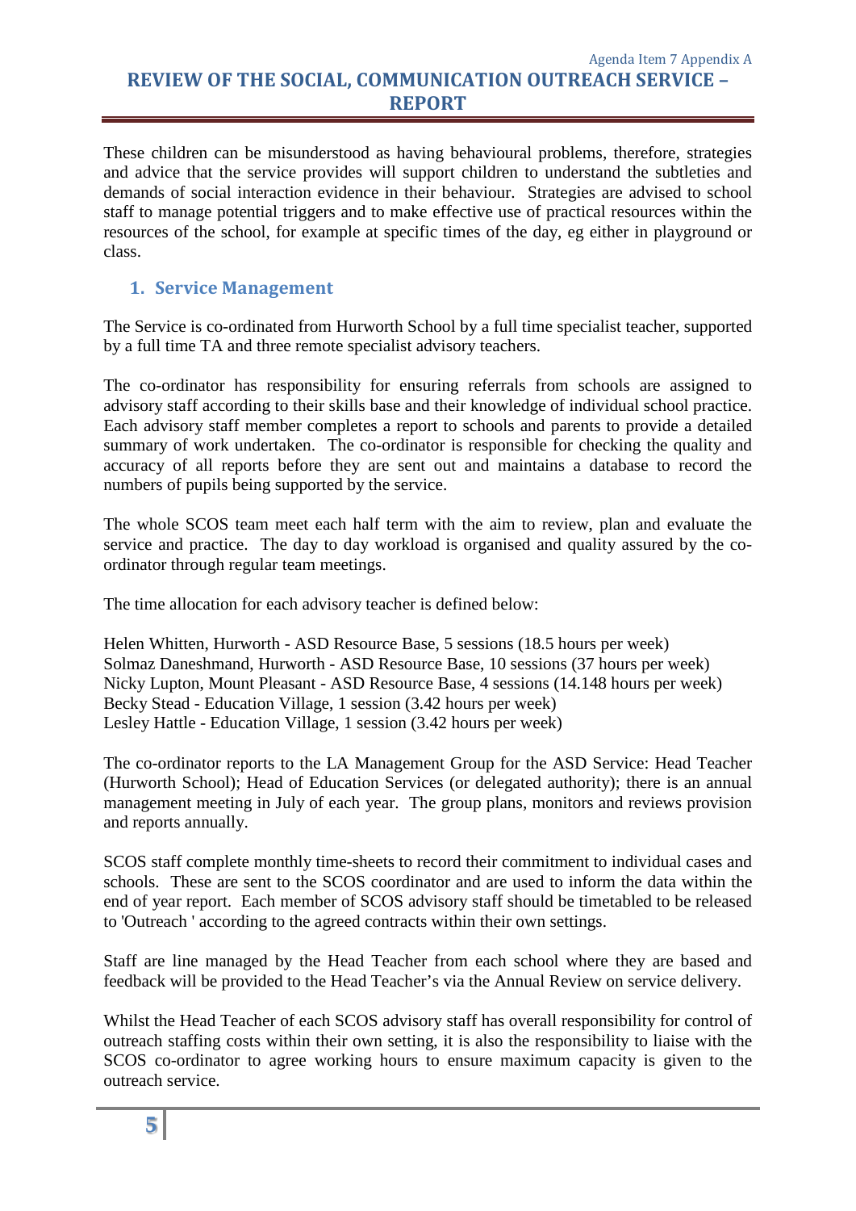These children can be misunderstood as having behavioural problems, therefore, strategies and advice that the service provides will support children to understand the subtleties and demands of social interaction evidence in their behaviour. Strategies are advised to school staff to manage potential triggers and to make effective use of practical resources within the resources of the school, for example at specific times of the day, eg either in playground or class.

## 1. Service Management

The Service is co-ordinated from Hurworth School by a full time specialist teacher, supported by a full time TA and three remote specialist advisory teachers.

The co-ordinator has responsibility for ensuring referrals from schools are assigned to advisory staff according to their skills base and their knowledge of individual school practice. Each advisory staff member completes a report to schools and parents to provide a detailed summary of work undertaken. The co-ordinator is responsible for checking the quality and accuracy of all reports before they are sent out and maintains a database to record the numbers of pupils being supported by the service.

The whole SCOS team meet each half term with the aim to review, plan and evaluate the service and practice. The day to day workload is organised and quality assured by the co-ordinator through regular team meetings.

The time allocation for each advisory teacher is defined below:

Helen Whitten, Hurworth - ASD Resource Base, 5 sessions (18.5 hours per week)
Solmaz Daneshmand, Hurworth - ASD Resource Base, 10 sessions (37 hours per week)
Nicky Lupton, Mount Pleasant - ASD Resource Base, 4 sessions (14.148 hours per week)
Becky Stead - Education Village, 1 session (3.42 hours per week)
Lesley Hattle - Education Village, 1 session (3.42 hours per week)

The co-ordinator reports to the LA Management Group for the ASD Service: Head Teacher (Hurworth School); Head of Education Services (or delegated authority); there is an annual management meeting in July of each year. The group plans, monitors and reviews provision and reports annually.

SCOS staff complete monthly time-sheets to record their commitment to individual cases and schools. These are sent to the SCOS coordinator and are used to inform the data within the end of year report. Each member of SCOS advisory staff should be timetabled to be released to 'Outreach ' according to the agreed contracts within their own settings.

Staff are line managed by the Head Teacher from each school where they are based and feedback will be provided to the Head Teacher's via the Annual Review on service delivery.

Whilst the Head Teacher of each SCOS advisory staff has overall responsibility for control of outreach staffing costs within their own setting, it is also the responsibility to liaise with the SCOS co-ordinator to agree working hours to ensure maximum capacity is given to the outreach service.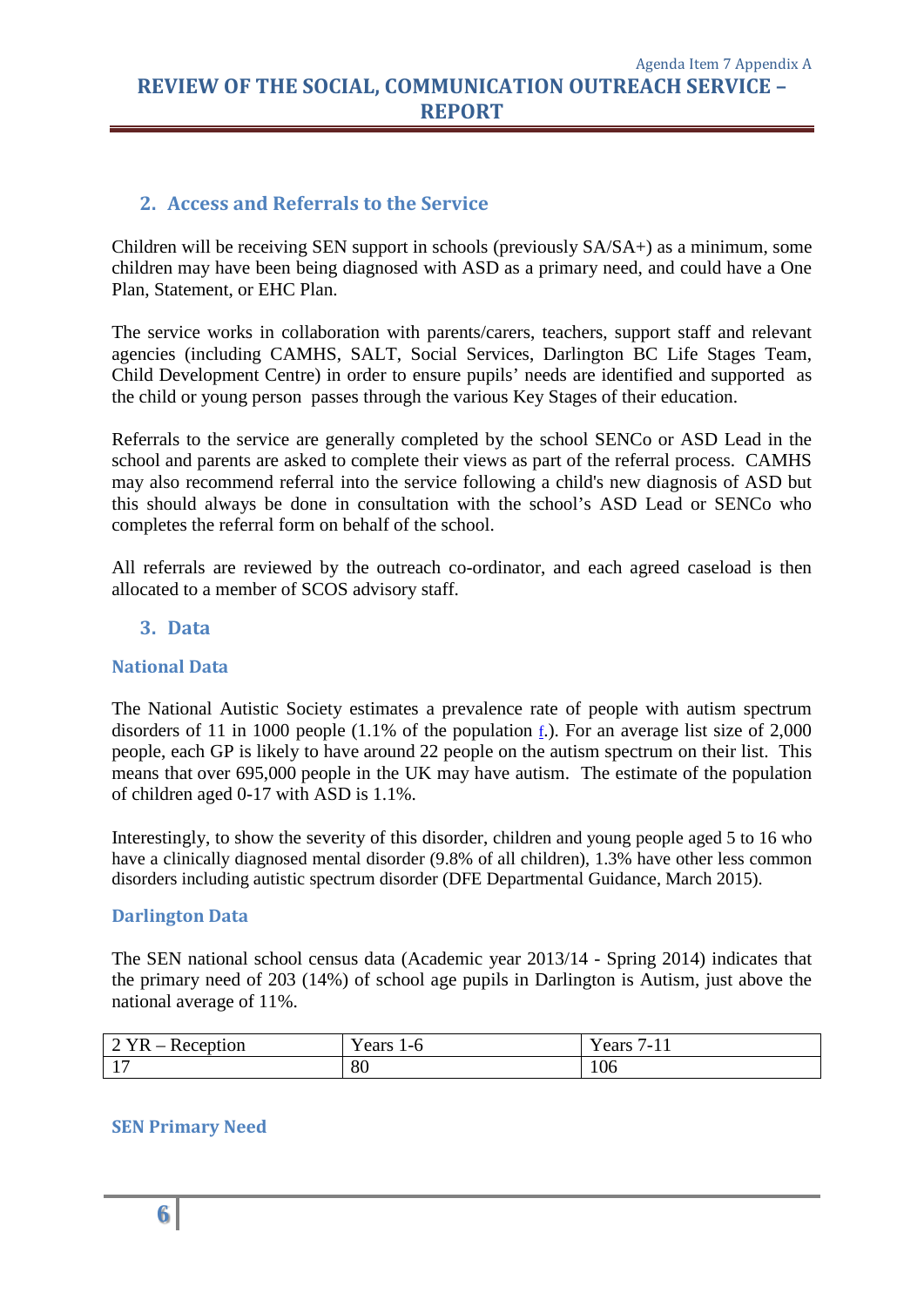## 2. Access and Referrals to the Service

Children will be receiving SEN support in schools (previously SA/SA+) as a minimum, some children may have been being diagnosed with ASD as a primary need, and could have a One Plan, Statement, or EHC Plan.

The service works in collaboration with parents/carers, teachers, support staff and relevant agencies (including CAMHS, SALT, Social Services, Darlington BC Life Stages Team, Child Development Centre) in order to ensure pupils' needs are identified and supported as the child or young person passes through the various Key Stages of their education.

Referrals to the service are generally completed by the school SENCo or ASD Lead in the school and parents are asked to complete their views as part of the referral process. CAMHS may also recommend referral into the service following a child's new diagnosis of ASD but this should always be done in consultation with the school's ASD Lead or SENCo who completes the referral form on behalf of the school.

All referrals are reviewed by the outreach co-ordinator, and each agreed caseload is then allocated to a member of SCOS advisory staff.

## 3. Data

### National Data

The National Autistic Society estimates a prevalence rate of people with autism spectrum disorders of 11 in 1000 people (1.1% of the population f.). For an average list size of 2,000 people, each GP is likely to have around 22 people on the autism spectrum on their list. This means that over 695,000 people in the UK may have autism. The estimate of the population of children aged 0-17 with ASD is 1.1%.

Interestingly, to show the severity of this disorder, children and young people aged 5 to 16 who have a clinically diagnosed mental disorder (9.8% of all children), 1.3% have other less common disorders including autistic spectrum disorder (DFE Departmental Guidance, March 2015).

### Darlington Data

The SEN national school census data (Academic year 2013/14 - Spring 2014) indicates that the primary need of 203 (14%) of school age pupils in Darlington is Autism, just above the national average of 11%.

| 2 YR – Reception | Years 1-6 | Years 7-11 |
|---|---|---|
| 17 | 80 | 106 |

### SEN Primary Need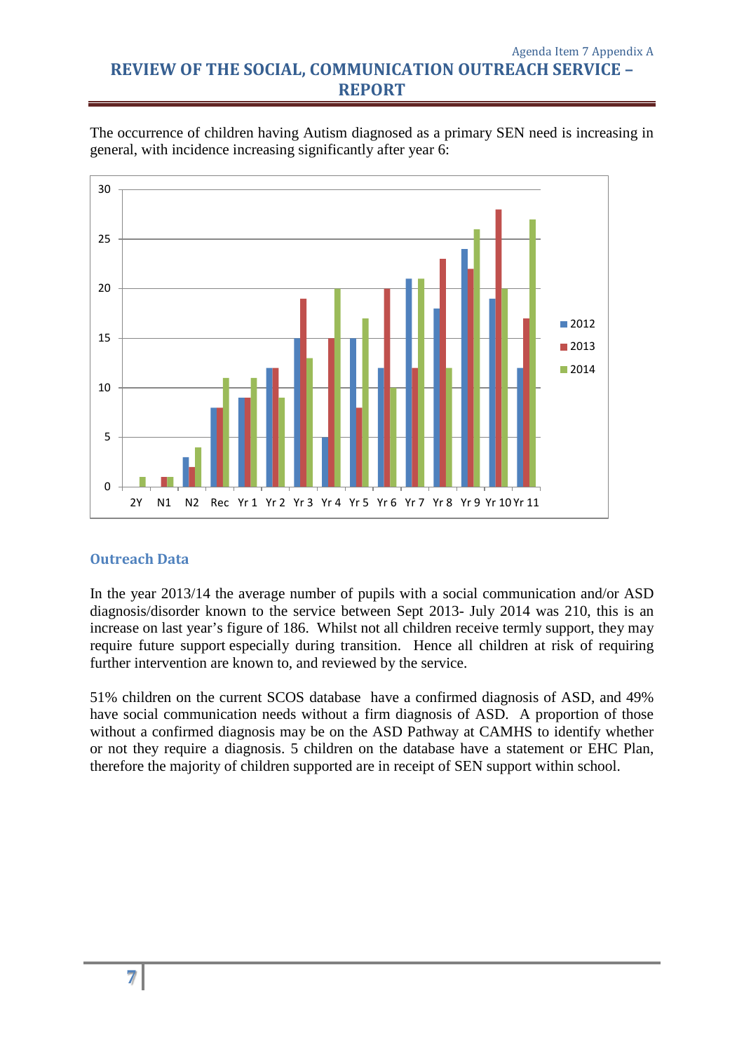The occurrence of children having Autism diagnosed as a primary SEN need is increasing in general, with incidence increasing significantly after year 6:

| | 2012 | 2013 | 2014 |
|---|---|---|---|
| 2Y | | | 1 |
| N1 | | 1 | 1 |
| N2 | 3 | 2 | 4 |
| Rec | 8 | 8 | 11 |
| Yr 1 | 9 | 9 | 11 |
| Yr 2 | 12 | 12 | 9 |
| Yr 3 | 15 | 19 | 13 |
| Yr 4 | 5 | 15 | 20 |
| Yr 5 | 15 | 8 | 17 |
| Yr 6 | 12 | 20 | 10 |
| Yr 7 | 21 | 12 | 21 |
| Yr 8 | 18 | 23 | 12 |
| Yr 9 | 24 | 22 | 26 |
| Yr 10 | 19 | 28 | 20 |
| Yr 11 | 12 | 17 | 27 |

## Outreach Data

In the year 2013/14 the average number of pupils with a social communication and/or ASD diagnosis/disorder known to the service between Sept 2013- July 2014 was 210, this is an increase on last year's figure of 186. Whilst not all children receive termly support, they may require future support especially during transition. Hence all children at risk of requiring further intervention are known to, and reviewed by the service.

51% children on the current SCOS database have a confirmed diagnosis of ASD, and 49% have social communication needs without a firm diagnosis of ASD. A proportion of those without a confirmed diagnosis may be on the ASD Pathway at CAMHS to identify whether or not they require a diagnosis. 5 children on the database have a statement or EHC Plan, therefore the majority of children supported are in receipt of SEN support within school.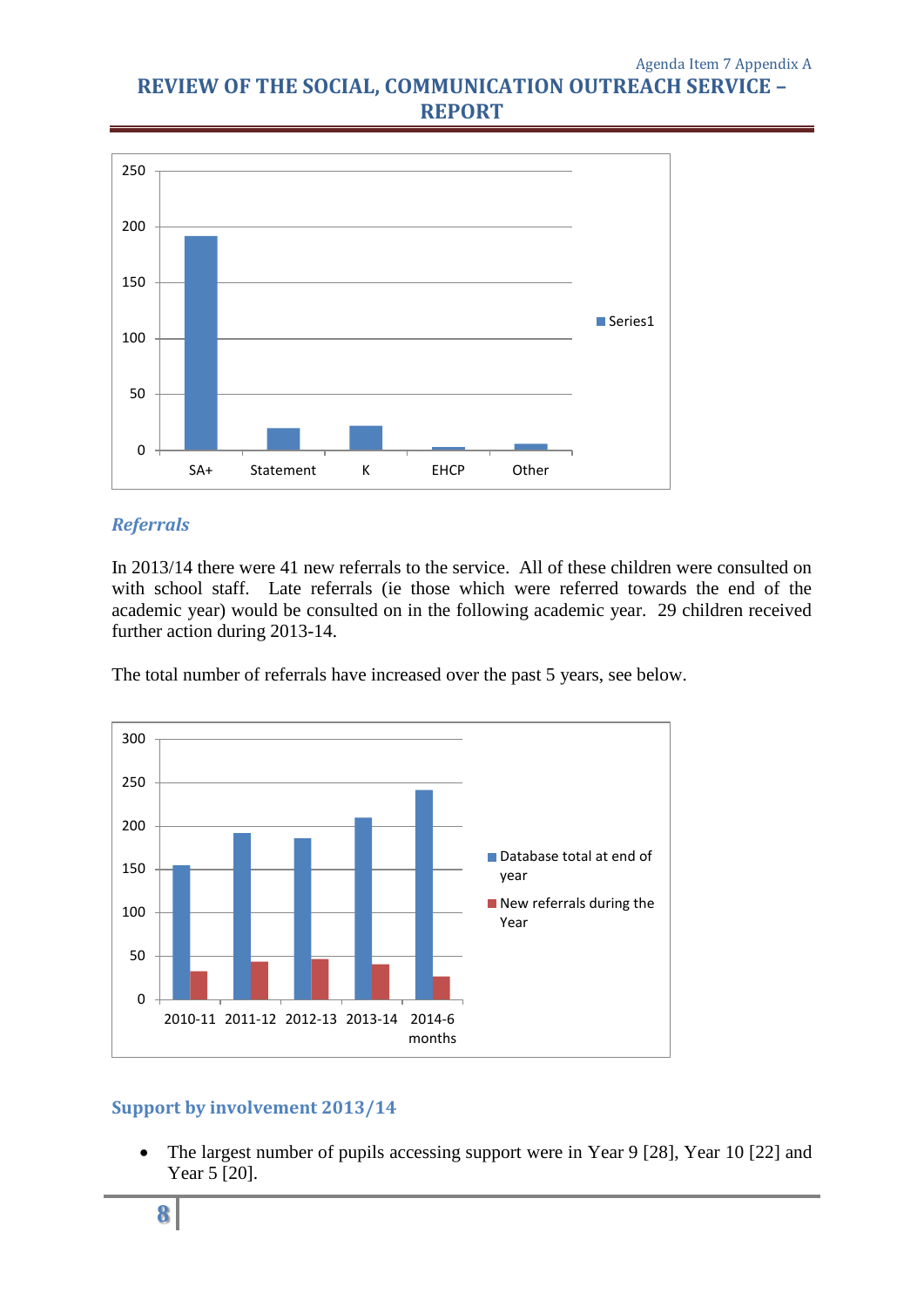## Referrals

In 2013/14 there were 41 new referrals to the service. All of these children were consulted on with school staff. Late referrals (ie those which were referred towards the end of the academic year) would be consulted on in the following academic year. 29 children received further action during 2013-14.

The total number of referrals have increased over the past 5 years, see below.

## Support by involvement 2013/14

- The largest number of pupils accessing support were in Year 9 [28], Year 10 [22] and Year 5 [20].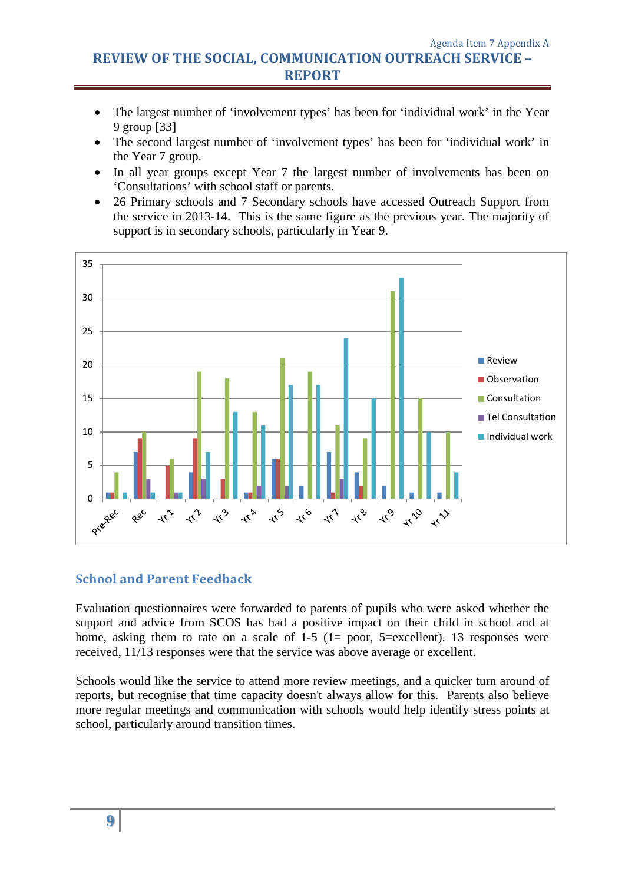- The largest number of 'involvement types' has been for 'individual work' in the Year 9 group [33]
- The second largest number of 'involvement types' has been for 'individual work' in the Year 7 group.
- In all year groups except Year 7 the largest number of involvements has been on 'Consultations' with school staff or parents.
- 26 Primary schools and 7 Secondary schools have accessed Outreach Support from the service in 2013-14. This is the same figure as the previous year. The majority of support is in secondary schools, particularly in Year 9.

## School and Parent Feedback

Evaluation questionnaires were forwarded to parents of pupils who were asked whether the support and advice from SCOS has had a positive impact on their child in school and at home, asking them to rate on a scale of 1-5 (1= poor, 5=excellent). 13 responses were received, 11/13 responses were that the service was above average or excellent.

Schools would like the service to attend more review meetings, and a quicker turn around of reports, but recognise that time capacity doesn't always allow for this. Parents also believe more regular meetings and communication with schools would help identify stress points at school, particularly around transition times.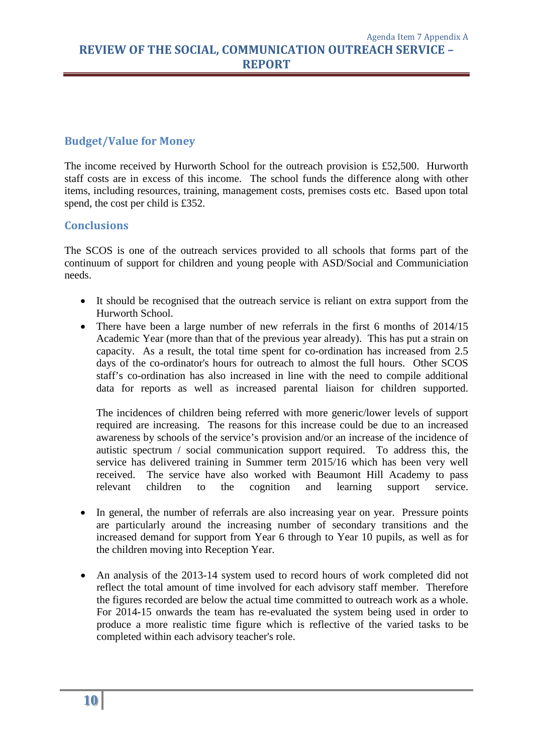## Budget/Value for Money

The income received by Hurworth School for the outreach provision is £52,500. Hurworth staff costs are in excess of this income. The school funds the difference along with other items, including resources, training, management costs, premises costs etc. Based upon total spend, the cost per child is £352.

## Conclusions

The SCOS is one of the outreach services provided to all schools that forms part of the continuum of support for children and young people with ASD/Social and Communiciation needs.

- It should be recognised that the outreach service is reliant on extra support from the Hurworth School.
- There have been a large number of new referrals in the first 6 months of 2014/15 Academic Year (more than that of the previous year already). This has put a strain on capacity. As a result, the total time spent for co-ordination has increased from 2.5 days of the co-ordinator's hours for outreach to almost the full hours. Other SCOS staff's co-ordination has also increased in line with the need to compile additional data for reports as well as increased parental liaison for children supported.

  The incidences of children being referred with more generic/lower levels of support required are increasing. The reasons for this increase could be due to an increased awareness by schools of the service's provision and/or an increase of the incidence of autistic spectrum / social communication support required. To address this, the service has delivered training in Summer term 2015/16 which has been very well received. The service have also worked with Beaumont Hill Academy to pass relevant children to the cognition and learning support service.

- In general, the number of referrals are also increasing year on year. Pressure points are particularly around the increasing number of secondary transitions and the increased demand for support from Year 6 through to Year 10 pupils, as well as for the children moving into Reception Year.

- An analysis of the 2013-14 system used to record hours of work completed did not reflect the total amount of time involved for each advisory staff member. Therefore the figures recorded are below the actual time committed to outreach work as a whole. For 2014-15 onwards the team has re-evaluated the system being used in order to produce a more realistic time figure which is reflective of the varied tasks to be completed within each advisory teacher's role.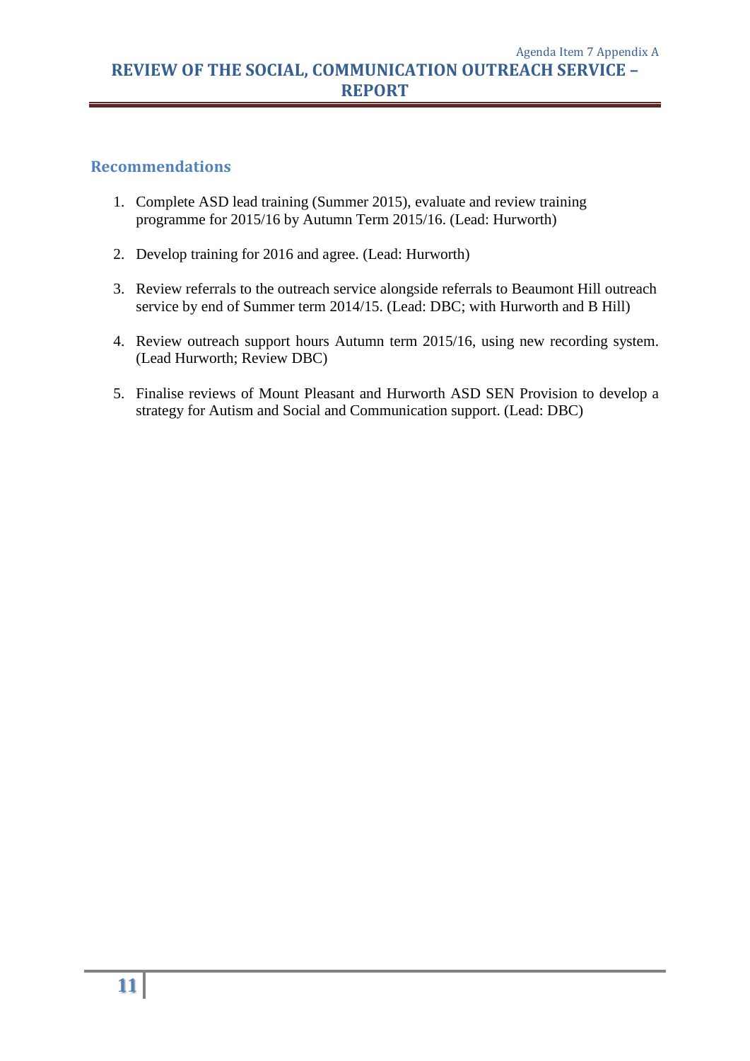## Recommendations

1. Complete ASD lead training (Summer 2015), evaluate and review training programme for 2015/16 by Autumn Term 2015/16. (Lead: Hurworth)

2. Develop training for 2016 and agree. (Lead: Hurworth)

3. Review referrals to the outreach service alongside referrals to Beaumont Hill outreach service by end of Summer term 2014/15. (Lead: DBC; with Hurworth and B Hill)

4. Review outreach support hours Autumn term 2015/16, using new recording system. (Lead Hurworth; Review DBC)

5. Finalise reviews of Mount Pleasant and Hurworth ASD SEN Provision to develop a strategy for Autism and Social and Communication support. (Lead: DBC)